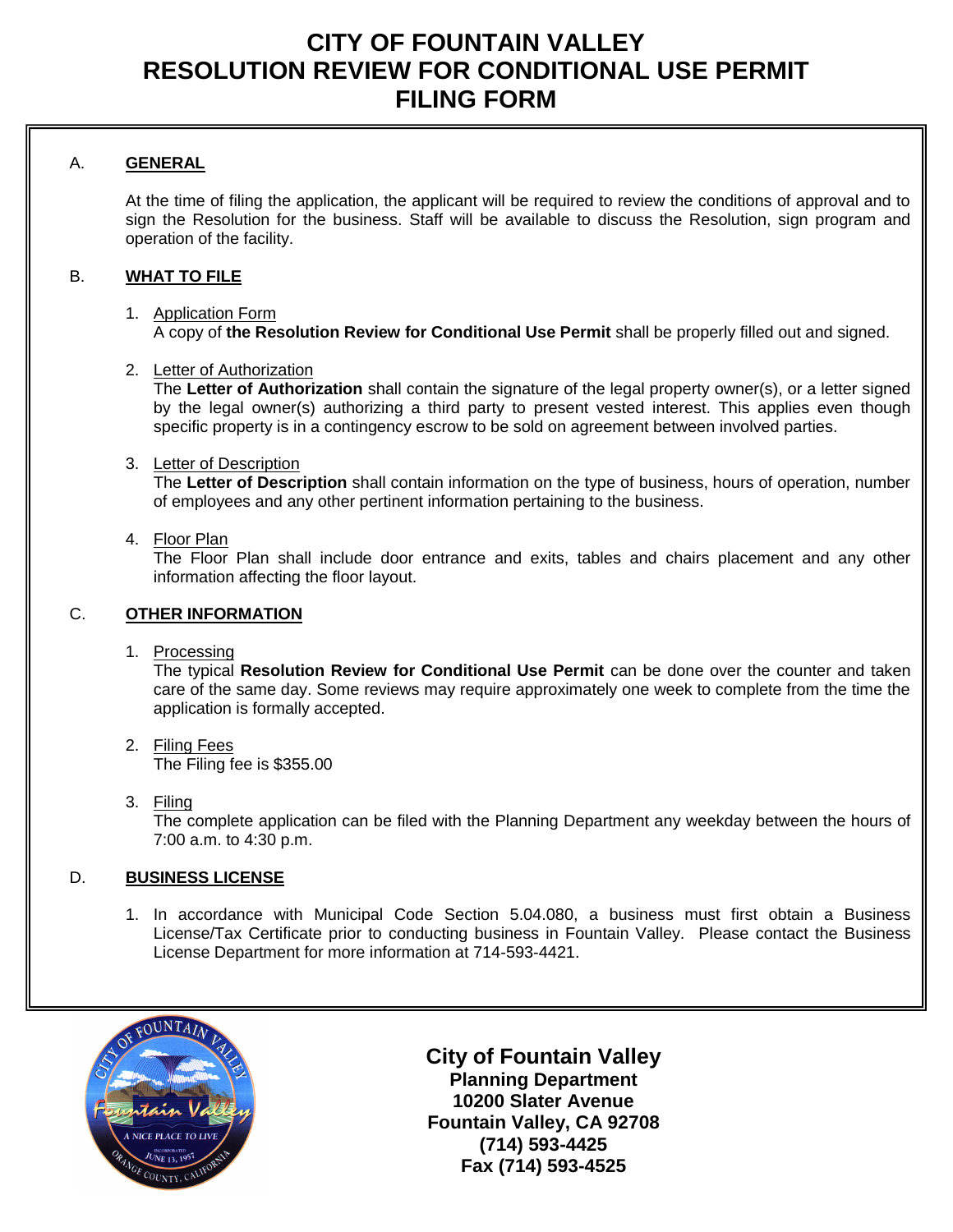# CITY OF FOUNTAIN VALLEY
# RESOLUTION REVIEW FOR CONDITIONAL USE PERMIT
# FILING FORM

## A. GENERAL

At the time of filing the application, the applicant will be required to review the conditions of approval and to sign the Resolution for the business. Staff will be available to discuss the Resolution, sign program and operation of the facility.

## B. WHAT TO FILE

1. Application Form
   A copy of **the Resolution Review for Conditional Use Permit** shall be properly filled out and signed.

2. Letter of Authorization
   The **Letter of Authorization** shall contain the signature of the legal property owner(s), or a letter signed by the legal owner(s) authorizing a third party to present vested interest. This applies even though specific property is in a contingency escrow to be sold on agreement between involved parties.

3. Letter of Description
   The **Letter of Description** shall contain information on the type of business, hours of operation, number of employees and any other pertinent information pertaining to the business.

4. Floor Plan
   The Floor Plan shall include door entrance and exits, tables and chairs placement and any other information affecting the floor layout.

## C. OTHER INFORMATION

1. Processing
   The typical **Resolution Review for Conditional Use Permit** can be done over the counter and taken care of the same day. Some reviews may require approximately one week to complete from the time the application is formally accepted.

2. Filing Fees
   The Filing fee is $355.00

3. Filing
   The complete application can be filed with the Planning Department any weekday between the hours of 7:00 a.m. to 4:30 p.m.

## D. BUSINESS LICENSE

1. In accordance with Municipal Code Section 5.04.080, a business must first obtain a Business License/Tax Certificate prior to conducting business in Fountain Valley. Please contact the Business License Department for more information at 714-593-4421.

**City of Fountain Valley**
**Planning Department**
**10200 Slater Avenue**
**Fountain Valley, CA 92708**
**(714) 593-4425**
**Fax (714) 593-4525**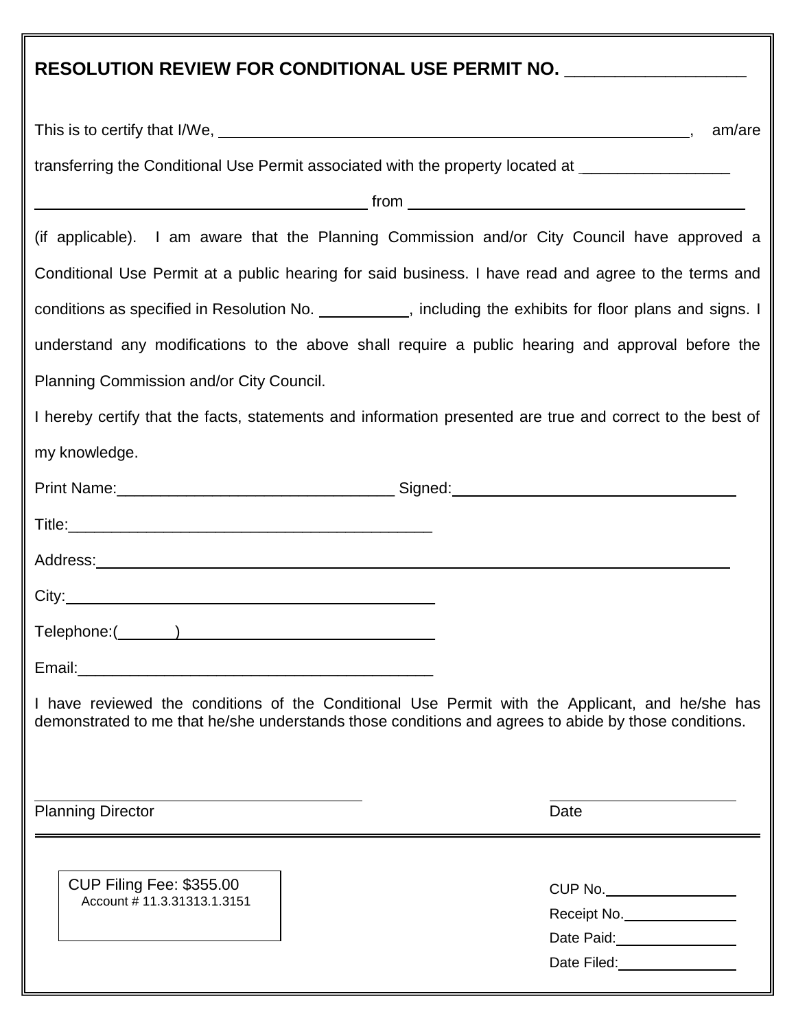## RESOLUTION REVIEW FOR CONDITIONAL USE PERMIT NO. ___________________

This is to certify that I/We, ____________________________________________________________, am/are transferring the Conditional Use Permit associated with the property located at ___________________ ________________________________________ from ________________________________________ (if applicable). I am aware that the Planning Commission and/or City Council have approved a Conditional Use Permit at a public hearing for said business. I have read and agree to the terms and conditions as specified in Resolution No. __________, including the exhibits for floor plans and signs. I understand any modifications to the above shall require a public hearing and approval before the Planning Commission and/or City Council.

I hereby certify that the facts, statements and information presented are true and correct to the best of my knowledge.

Print Name:_________________________________ Signed:_________________________________

Title:____________________________________________

Address:__________________________________________________________________________

City:____________________________________________

Telephone:(_______)________________________________

Email:___________________________________________

I have reviewed the conditions of the Conditional Use Permit with the Applicant, and he/she has demonstrated to me that he/she understands those conditions and agrees to abide by those conditions.

________________________________________ ______________________

Planning Director Date

---

CUP Filing Fee: $355.00
Account # 11.3.31313.1.3151

CUP No.________________

Receipt No.______________

Date Paid:_______________

Date Filed:______________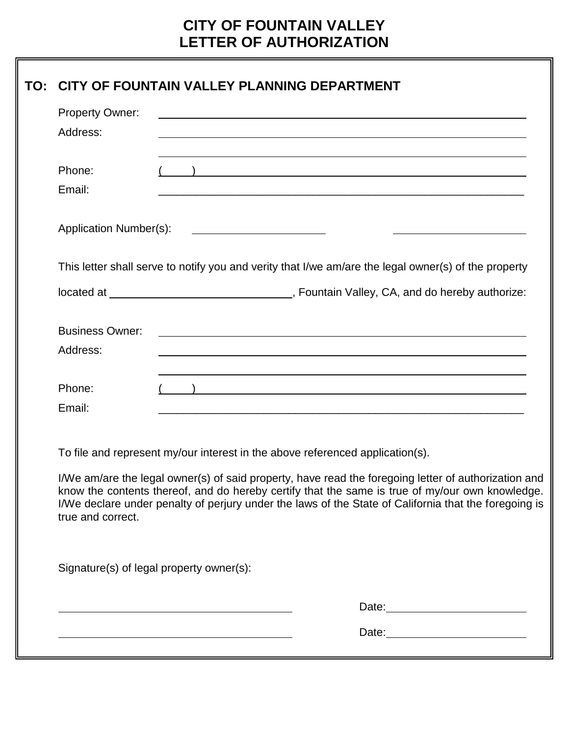# CITY OF FOUNTAIN VALLEY
# LETTER OF AUTHORIZATION

## TO: CITY OF FOUNTAIN VALLEY PLANNING DEPARTMENT

Property Owner: ______________________________________________

Address: ______________________________________________

______________________________________________

Phone: (     ) ______________________________________________

Email: ______________________________________________

Application Number(s): ____________________ ____________________

This letter shall serve to notify you and verity that I/we am/are the legal owner(s) of the property

located at ______________________________, Fountain Valley, CA, and do hereby authorize:

Business Owner: ______________________________________________

Address: ______________________________________________

______________________________________________

Phone: (     ) ______________________________________________

Email: ______________________________________________

To file and represent my/our interest in the above referenced application(s).

I/We am/are the legal owner(s) of said property, have read the foregoing letter of authorization and know the contents thereof, and do hereby certify that the same is true of my/our own knowledge. I/We declare under penalty of perjury under the laws of the State of California that the foregoing is true and correct.

Signature(s) of legal property owner(s):

______________________________________ Date: ____________________

______________________________________ Date: ____________________